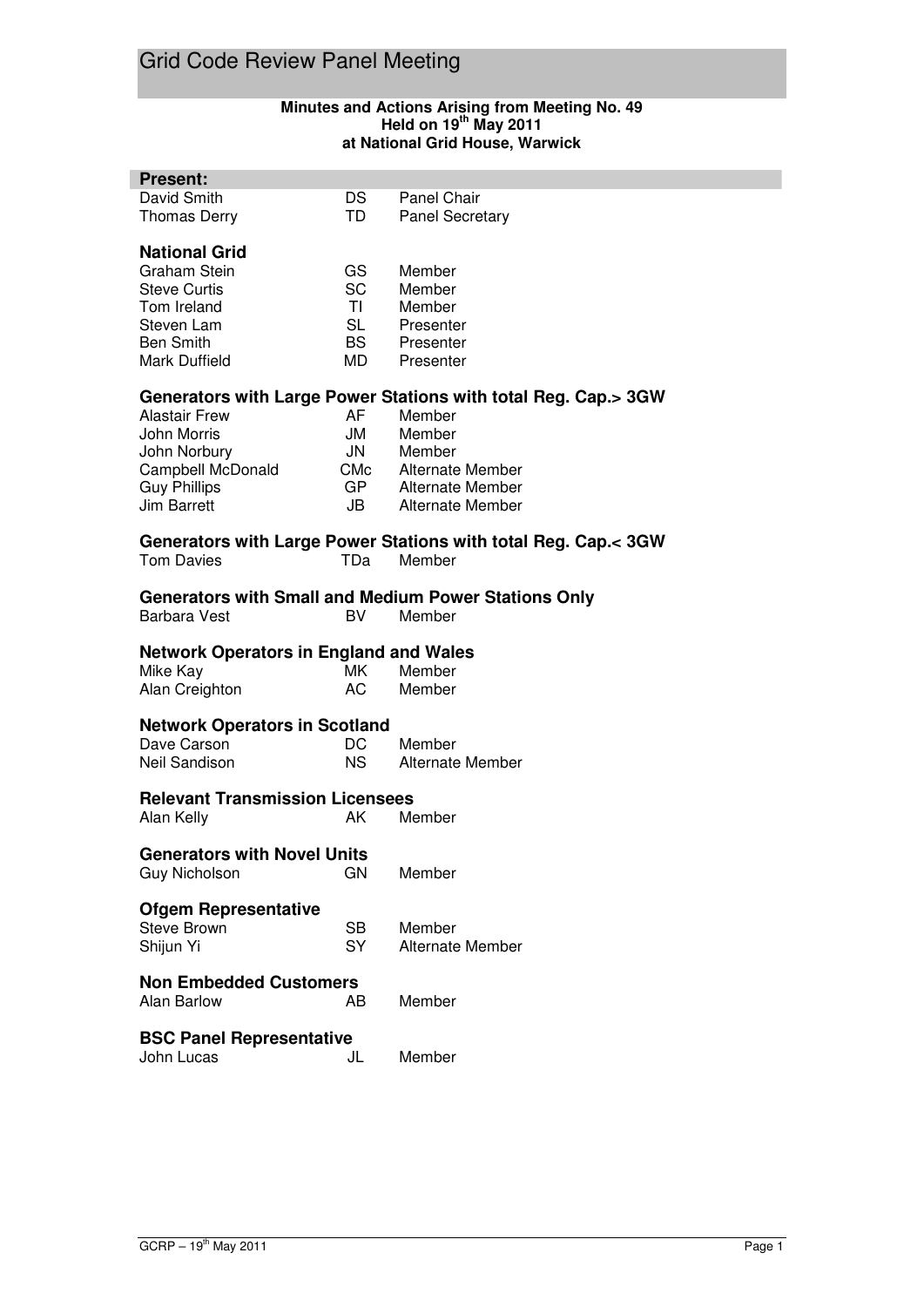# Grid Code Review Panel Meeting

**Minutes and Actions Arising from Meeting No. 49**
**Held on 19th May 2011**
**at National Grid House, Warwick**

## Present:

| | | |
|---|---|---|
| David Smith | DS | Panel Chair |
| Thomas Derry | TD | Panel Secretary |

### National Grid

| | | |
|---|---|---|
| Graham Stein | GS | Member |
| Steve Curtis | SC | Member |
| Tom Ireland | TI | Member |
| Steven Lam | SL | Presenter |
| Ben Smith | BS | Presenter |
| Mark Duffield | MD | Presenter |

### Generators with Large Power Stations with total Reg. Cap.> 3GW

| | | |
|---|---|---|
| Alastair Frew | AF | Member |
| John Morris | JM | Member |
| John Norbury | JN | Member |
| Campbell McDonald | CMc | Alternate Member |
| Guy Phillips | GP | Alternate Member |
| Jim Barrett | JB | Alternate Member |

### Generators with Large Power Stations with total Reg. Cap.< 3GW

| | | |
|---|---|---|
| Tom Davies | TDa | Member |

### Generators with Small and Medium Power Stations Only

| | | |
|---|---|---|
| Barbara Vest | BV | Member |

### Network Operators in England and Wales

| | | |
|---|---|---|
| Mike Kay | MK | Member |
| Alan Creighton | AC | Member |

### Network Operators in Scotland

| | | |
|---|---|---|
| Dave Carson | DC | Member |
| Neil Sandison | NS | Alternate Member |

### Relevant Transmission Licensees

| | | |
|---|---|---|
| Alan Kelly | AK | Member |

### Generators with Novel Units

| | | |
|---|---|---|
| Guy Nicholson | GN | Member |

### Ofgem Representative

| | | |
|---|---|---|
| Steve Brown | SB | Member |
| Shijun Yi | SY | Alternate Member |

### Non Embedded Customers

| | | |
|---|---|---|
| Alan Barlow | AB | Member |

### BSC Panel Representative

| | | |
|---|---|---|
| John Lucas | JL | Member |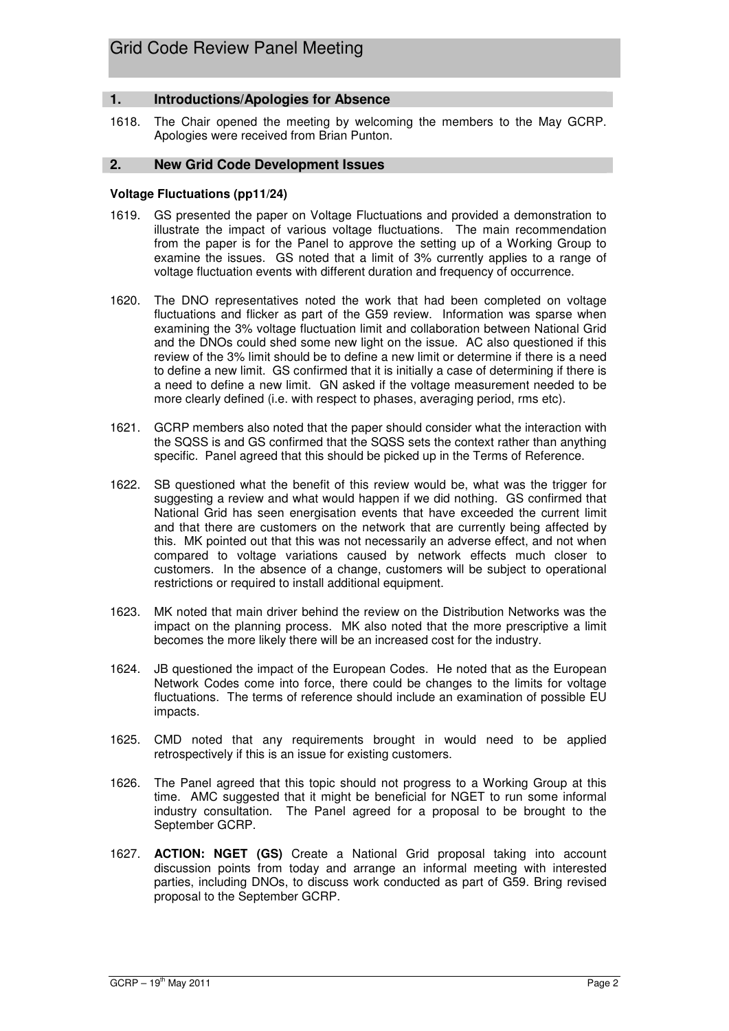## 1. Introductions/Apologies for Absence

1618. The Chair opened the meeting by welcoming the members to the May GCRP. Apologies were received from Brian Punton.

## 2. New Grid Code Development Issues

**Voltage Fluctuations (pp11/24)**

1619. GS presented the paper on Voltage Fluctuations and provided a demonstration to illustrate the impact of various voltage fluctuations. The main recommendation from the paper is for the Panel to approve the setting up of a Working Group to examine the issues. GS noted that a limit of 3% currently applies to a range of voltage fluctuation events with different duration and frequency of occurrence.

1620. The DNO representatives noted the work that had been completed on voltage fluctuations and flicker as part of the G59 review. Information was sparse when examining the 3% voltage fluctuation limit and collaboration between National Grid and the DNOs could shed some new light on the issue. AC also questioned if this review of the 3% limit should be to define a new limit or determine if there is a need to define a new limit. GS confirmed that it is initially a case of determining if there is a need to define a new limit. GN asked if the voltage measurement needed to be more clearly defined (i.e. with respect to phases, averaging period, rms etc).

1621. GCRP members also noted that the paper should consider what the interaction with the SQSS is and GS confirmed that the SQSS sets the context rather than anything specific. Panel agreed that this should be picked up in the Terms of Reference.

1622. SB questioned what the benefit of this review would be, what was the trigger for suggesting a review and what would happen if we did nothing. GS confirmed that National Grid has seen energisation events that have exceeded the current limit and that there are customers on the network that are currently being affected by this. MK pointed out that this was not necessarily an adverse effect, and not when compared to voltage variations caused by network effects much closer to customers. In the absence of a change, customers will be subject to operational restrictions or required to install additional equipment.

1623. MK noted that main driver behind the review on the Distribution Networks was the impact on the planning process. MK also noted that the more prescriptive a limit becomes the more likely there will be an increased cost for the industry.

1624. JB questioned the impact of the European Codes. He noted that as the European Network Codes come into force, there could be changes to the limits for voltage fluctuations. The terms of reference should include an examination of possible EU impacts.

1625. CMD noted that any requirements brought in would need to be applied retrospectively if this is an issue for existing customers.

1626. The Panel agreed that this topic should not progress to a Working Group at this time. AMC suggested that it might be beneficial for NGET to run some informal industry consultation. The Panel agreed for a proposal to be brought to the September GCRP.

1627. **ACTION: NGET (GS)** Create a National Grid proposal taking into account discussion points from today and arrange an informal meeting with interested parties, including DNOs, to discuss work conducted as part of G59. Bring revised proposal to the September GCRP.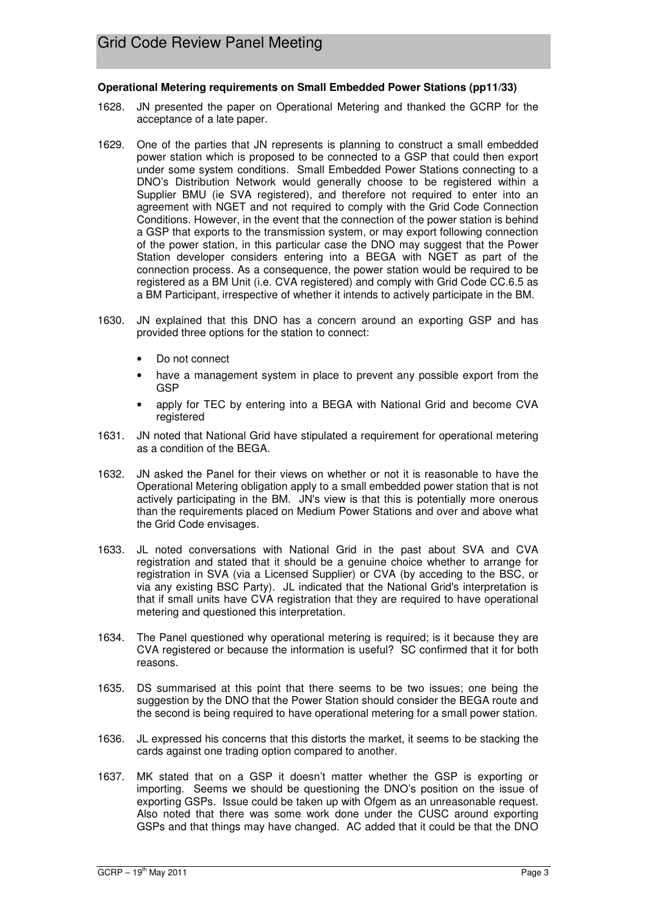**Operational Metering requirements on Small Embedded Power Stations (pp11/33)**

1628. JN presented the paper on Operational Metering and thanked the GCRP for the acceptance of a late paper.

1629. One of the parties that JN represents is planning to construct a small embedded power station which is proposed to be connected to a GSP that could then export under some system conditions. Small Embedded Power Stations connecting to a DNO's Distribution Network would generally choose to be registered within a Supplier BMU (ie SVA registered), and therefore not required to enter into an agreement with NGET and not required to comply with the Grid Code Connection Conditions. However, in the event that the connection of the power station is behind a GSP that exports to the transmission system, or may export following connection of the power station, in this particular case the DNO may suggest that the Power Station developer considers entering into a BEGA with NGET as part of the connection process. As a consequence, the power station would be required to be registered as a BM Unit (i.e. CVA registered) and comply with Grid Code CC.6.5 as a BM Participant, irrespective of whether it intends to actively participate in the BM.

1630. JN explained that this DNO has a concern around an exporting GSP and has provided three options for the station to connect:

    - Do not connect
    - have a management system in place to prevent any possible export from the GSP
    - apply for TEC by entering into a BEGA with National Grid and become CVA registered

1631. JN noted that National Grid have stipulated a requirement for operational metering as a condition of the BEGA.

1632. JN asked the Panel for their views on whether or not it is reasonable to have the Operational Metering obligation apply to a small embedded power station that is not actively participating in the BM. JN's view is that this is potentially more onerous than the requirements placed on Medium Power Stations and over and above what the Grid Code envisages.

1633. JL noted conversations with National Grid in the past about SVA and CVA registration and stated that it should be a genuine choice whether to arrange for registration in SVA (via a Licensed Supplier) or CVA (by acceding to the BSC, or via any existing BSC Party). JL indicated that the National Grid's interpretation is that if small units have CVA registration that they are required to have operational metering and questioned this interpretation.

1634. The Panel questioned why operational metering is required; is it because they are CVA registered or because the information is useful? SC confirmed that it for both reasons.

1635. DS summarised at this point that there seems to be two issues; one being the suggestion by the DNO that the Power Station should consider the BEGA route and the second is being required to have operational metering for a small power station.

1636. JL expressed his concerns that this distorts the market, it seems to be stacking the cards against one trading option compared to another.

1637. MK stated that on a GSP it doesn't matter whether the GSP is exporting or importing. Seems we should be questioning the DNO's position on the issue of exporting GSPs. Issue could be taken up with Ofgem as an unreasonable request. Also noted that there was some work done under the CUSC around exporting GSPs and that things may have changed. AC added that it could be that the DNO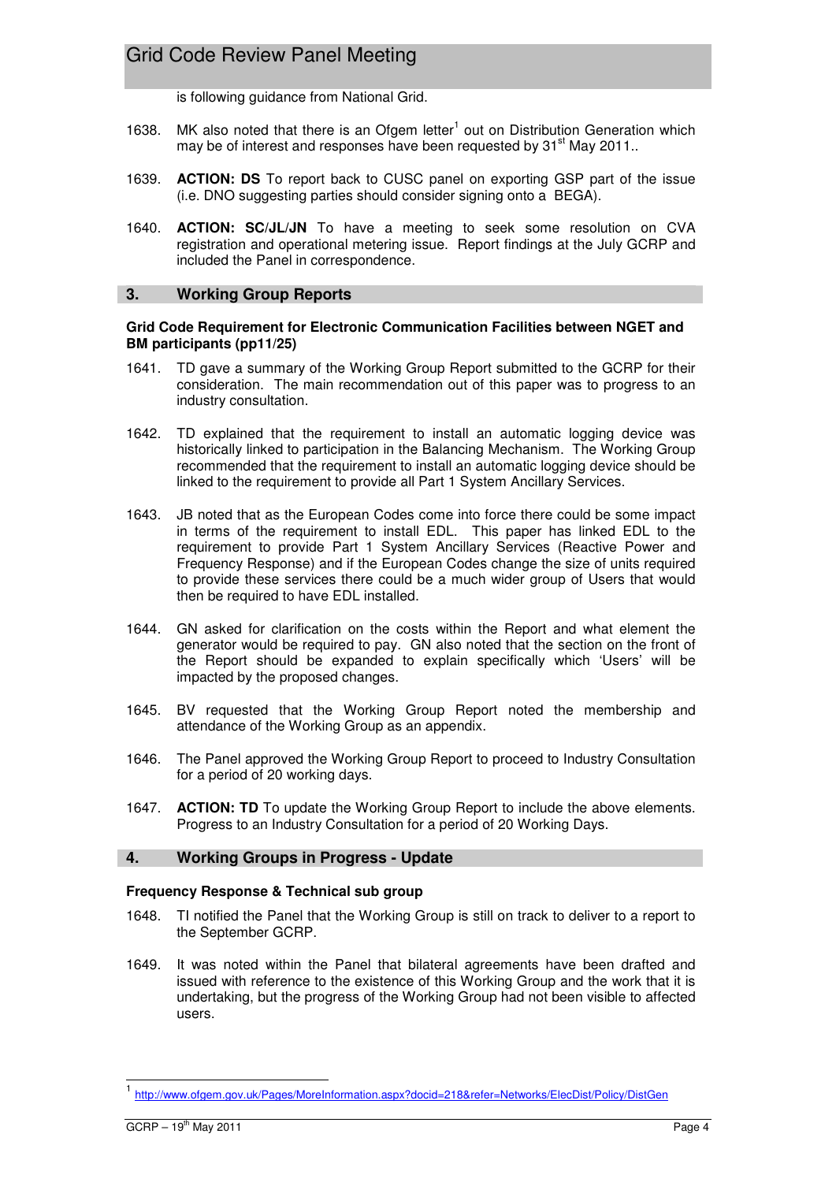is following guidance from National Grid.

1638. MK also noted that there is an Ofgem letter[1] out on Distribution Generation which may be of interest and responses have been requested by 31st May 2011..

1639. **ACTION: DS** To report back to CUSC panel on exporting GSP part of the issue (i.e. DNO suggesting parties should consider signing onto a BEGA).

1640. **ACTION: SC/JL/JN** To have a meeting to seek some resolution on CVA registration and operational metering issue. Report findings at the July GCRP and included the Panel in correspondence.

## 3. Working Group Reports

**Grid Code Requirement for Electronic Communication Facilities between NGET and BM participants (pp11/25)**

1641. TD gave a summary of the Working Group Report submitted to the GCRP for their consideration. The main recommendation out of this paper was to progress to an industry consultation.

1642. TD explained that the requirement to install an automatic logging device was historically linked to participation in the Balancing Mechanism. The Working Group recommended that the requirement to install an automatic logging device should be linked to the requirement to provide all Part 1 System Ancillary Services.

1643. JB noted that as the European Codes come into force there could be some impact in terms of the requirement to install EDL. This paper has linked EDL to the requirement to provide Part 1 System Ancillary Services (Reactive Power and Frequency Response) and if the European Codes change the size of units required to provide these services there could be a much wider group of Users that would then be required to have EDL installed.

1644. GN asked for clarification on the costs within the Report and what element the generator would be required to pay. GN also noted that the section on the front of the Report should be expanded to explain specifically which 'Users' will be impacted by the proposed changes.

1645. BV requested that the Working Group Report noted the membership and attendance of the Working Group as an appendix.

1646. The Panel approved the Working Group Report to proceed to Industry Consultation for a period of 20 working days.

1647. **ACTION: TD** To update the Working Group Report to include the above elements. Progress to an Industry Consultation for a period of 20 Working Days.

## 4. Working Groups in Progress - Update

**Frequency Response & Technical sub group**

1648. TI notified the Panel that the Working Group is still on track to deliver to a report to the September GCRP.

1649. It was noted within the Panel that bilateral agreements have been drafted and issued with reference to the existence of this Working Group and the work that it is undertaking, but the progress of the Working Group had not been visible to affected users.

[1] http://www.ofgem.gov.uk/Pages/MoreInformation.aspx?docid=218&refer=Networks/ElecDist/Policy/DistGen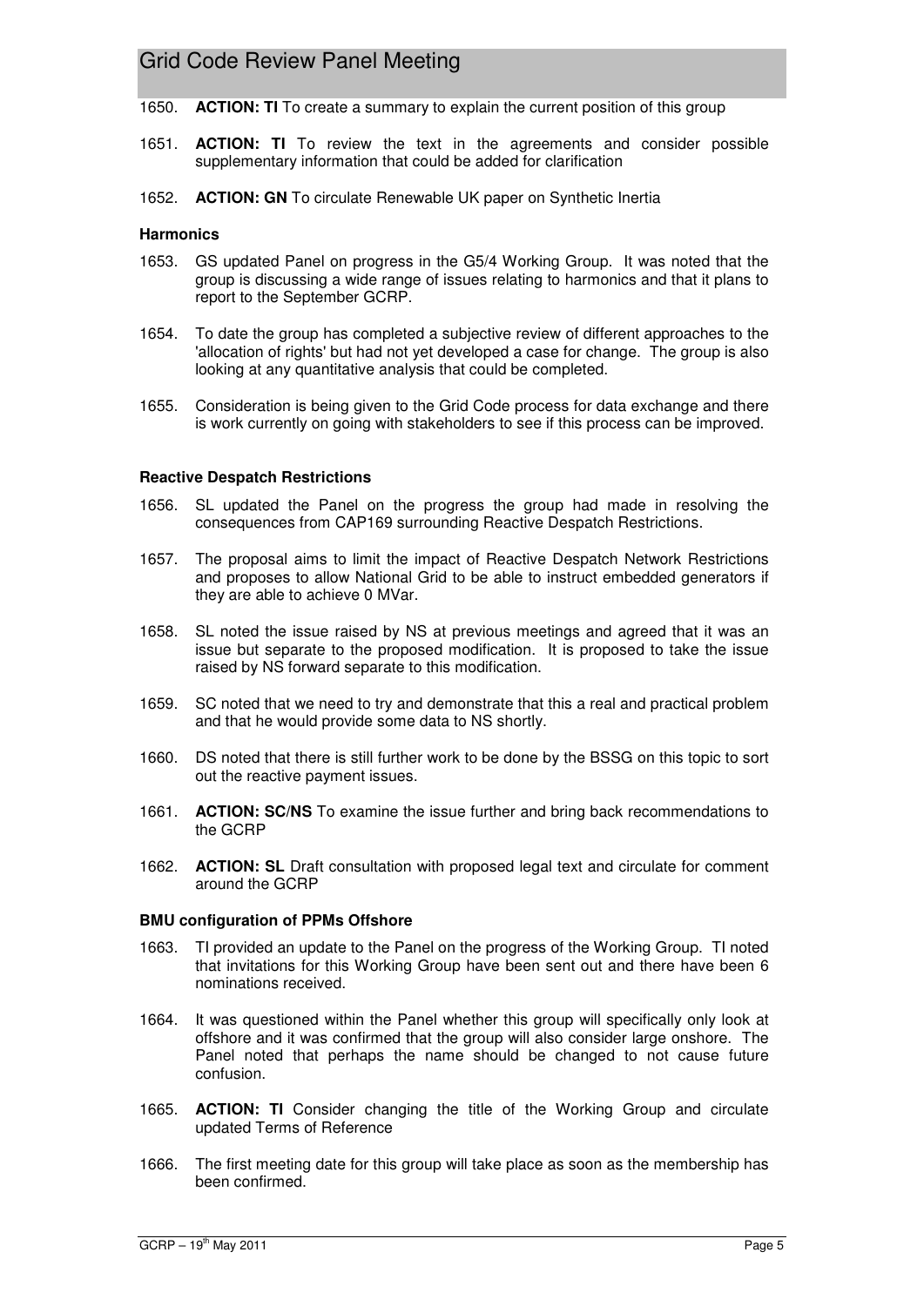1650. **ACTION: TI** To create a summary to explain the current position of this group

1651. **ACTION: TI** To review the text in the agreements and consider possible supplementary information that could be added for clarification

1652. **ACTION: GN** To circulate Renewable UK paper on Synthetic Inertia

**Harmonics**

1653. GS updated Panel on progress in the G5/4 Working Group. It was noted that the group is discussing a wide range of issues relating to harmonics and that it plans to report to the September GCRP.

1654. To date the group has completed a subjective review of different approaches to the 'allocation of rights' but had not yet developed a case for change. The group is also looking at any quantitative analysis that could be completed.

1655. Consideration is being given to the Grid Code process for data exchange and there is work currently on going with stakeholders to see if this process can be improved.

**Reactive Despatch Restrictions**

1656. SL updated the Panel on the progress the group had made in resolving the consequences from CAP169 surrounding Reactive Despatch Restrictions.

1657. The proposal aims to limit the impact of Reactive Despatch Network Restrictions and proposes to allow National Grid to be able to instruct embedded generators if they are able to achieve 0 MVar.

1658. SL noted the issue raised by NS at previous meetings and agreed that it was an issue but separate to the proposed modification. It is proposed to take the issue raised by NS forward separate to this modification.

1659. SC noted that we need to try and demonstrate that this a real and practical problem and that he would provide some data to NS shortly.

1660. DS noted that there is still further work to be done by the BSSG on this topic to sort out the reactive payment issues.

1661. **ACTION: SC/NS** To examine the issue further and bring back recommendations to the GCRP

1662. **ACTION: SL** Draft consultation with proposed legal text and circulate for comment around the GCRP

**BMU configuration of PPMs Offshore**

1663. TI provided an update to the Panel on the progress of the Working Group. TI noted that invitations for this Working Group have been sent out and there have been 6 nominations received.

1664. It was questioned within the Panel whether this group will specifically only look at offshore and it was confirmed that the group will also consider large onshore. The Panel noted that perhaps the name should be changed to not cause future confusion.

1665. **ACTION: TI** Consider changing the title of the Working Group and circulate updated Terms of Reference

1666. The first meeting date for this group will take place as soon as the membership has been confirmed.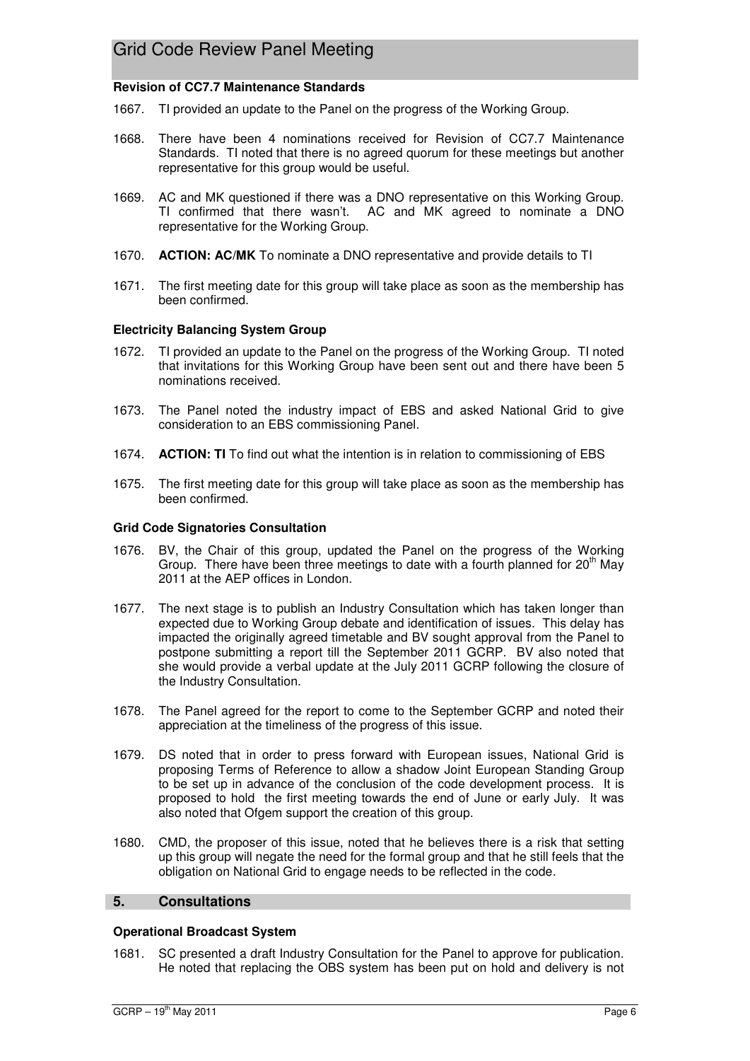#### Revision of CC7.7 Maintenance Standards

1667. TI provided an update to the Panel on the progress of the Working Group.

1668. There have been 4 nominations received for Revision of CC7.7 Maintenance Standards. TI noted that there is no agreed quorum for these meetings but another representative for this group would be useful.

1669. AC and MK questioned if there was a DNO representative on this Working Group. TI confirmed that there wasn't. AC and MK agreed to nominate a DNO representative for the Working Group.

1670. **ACTION: AC/MK** To nominate a DNO representative and provide details to TI

1671. The first meeting date for this group will take place as soon as the membership has been confirmed.

#### Electricity Balancing System Group

1672. TI provided an update to the Panel on the progress of the Working Group. TI noted that invitations for this Working Group have been sent out and there have been 5 nominations received.

1673. The Panel noted the industry impact of EBS and asked National Grid to give consideration to an EBS commissioning Panel.

1674. **ACTION: TI** To find out what the intention is in relation to commissioning of EBS

1675. The first meeting date for this group will take place as soon as the membership has been confirmed.

#### Grid Code Signatories Consultation

1676. BV, the Chair of this group, updated the Panel on the progress of the Working Group. There have been three meetings to date with a fourth planned for 20th May 2011 at the AEP offices in London.

1677. The next stage is to publish an Industry Consultation which has taken longer than expected due to Working Group debate and identification of issues. This delay has impacted the originally agreed timetable and BV sought approval from the Panel to postpone submitting a report till the September 2011 GCRP. BV also noted that she would provide a verbal update at the July 2011 GCRP following the closure of the Industry Consultation.

1678. The Panel agreed for the report to come to the September GCRP and noted their appreciation at the timeliness of the progress of this issue.

1679. DS noted that in order to press forward with European issues, National Grid is proposing Terms of Reference to allow a shadow Joint European Standing Group to be set up in advance of the conclusion of the code development process. It is proposed to hold the first meeting towards the end of June or early July. It was also noted that Ofgem support the creation of this group.

1680. CMD, the proposer of this issue, noted that he believes there is a risk that setting up this group will negate the need for the formal group and that he still feels that the obligation on National Grid to engage needs to be reflected in the code.

## 5. Consultations

#### Operational Broadcast System

1681. SC presented a draft Industry Consultation for the Panel to approve for publication. He noted that replacing the OBS system has been put on hold and delivery is not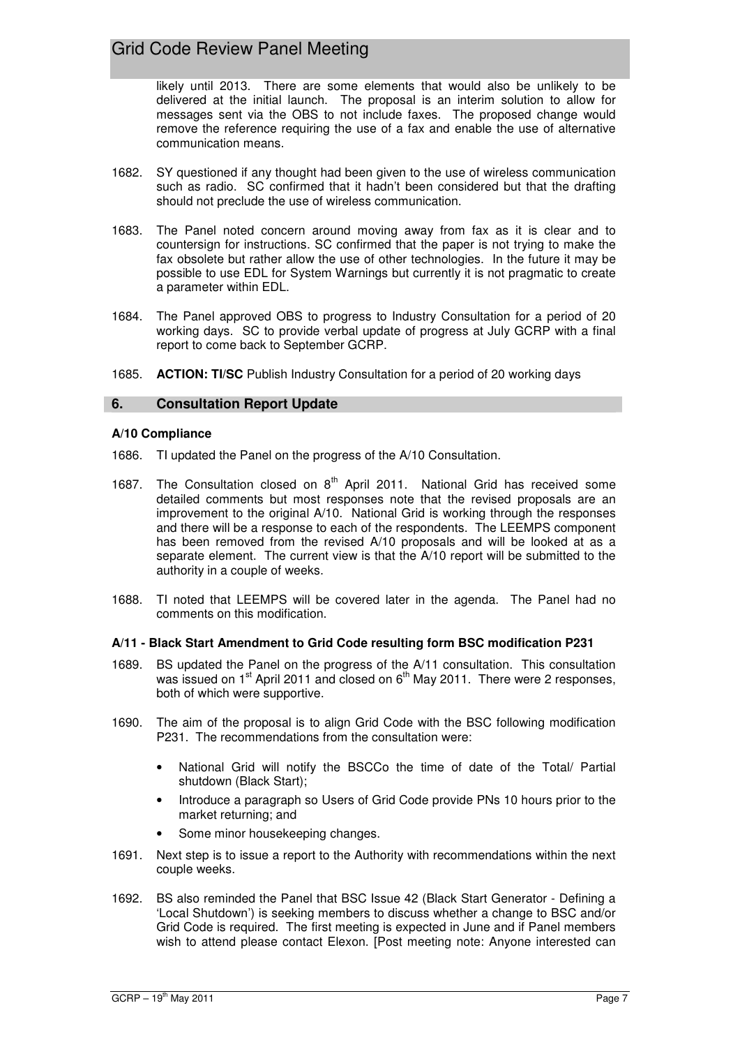likely until 2013. There are some elements that would also be unlikely to be delivered at the initial launch. The proposal is an interim solution to allow for messages sent via the OBS to not include faxes. The proposed change would remove the reference requiring the use of a fax and enable the use of alternative communication means.

1682. SY questioned if any thought had been given to the use of wireless communication such as radio. SC confirmed that it hadn't been considered but that the drafting should not preclude the use of wireless communication.

1683. The Panel noted concern around moving away from fax as it is clear and to countersign for instructions. SC confirmed that the paper is not trying to make the fax obsolete but rather allow the use of other technologies. In the future it may be possible to use EDL for System Warnings but currently it is not pragmatic to create a parameter within EDL.

1684. The Panel approved OBS to progress to Industry Consultation for a period of 20 working days. SC to provide verbal update of progress at July GCRP with a final report to come back to September GCRP.

1685. **ACTION: TI/SC** Publish Industry Consultation for a period of 20 working days

## 6. Consultation Report Update

### A/10 Compliance

1686. TI updated the Panel on the progress of the A/10 Consultation.

1687. The Consultation closed on 8th April 2011. National Grid has received some detailed comments but most responses note that the revised proposals are an improvement to the original A/10. National Grid is working through the responses and there will be a response to each of the respondents. The LEEMPS component has been removed from the revised A/10 proposals and will be looked at as a separate element. The current view is that the A/10 report will be submitted to the authority in a couple of weeks.

1688. TI noted that LEEMPS will be covered later in the agenda. The Panel had no comments on this modification.

### A/11 - Black Start Amendment to Grid Code resulting form BSC modification P231

1689. BS updated the Panel on the progress of the A/11 consultation. This consultation was issued on 1st April 2011 and closed on 6th May 2011. There were 2 responses, both of which were supportive.

1690. The aim of the proposal is to align Grid Code with the BSC following modification P231. The recommendations from the consultation were:

- National Grid will notify the BSCCo the time of date of the Total/ Partial shutdown (Black Start);
- Introduce a paragraph so Users of Grid Code provide PNs 10 hours prior to the market returning; and
- Some minor housekeeping changes.

1691. Next step is to issue a report to the Authority with recommendations within the next couple weeks.

1692. BS also reminded the Panel that BSC Issue 42 (Black Start Generator - Defining a 'Local Shutdown') is seeking members to discuss whether a change to BSC and/or Grid Code is required. The first meeting is expected in June and if Panel members wish to attend please contact Elexon. [Post meeting note: Anyone interested can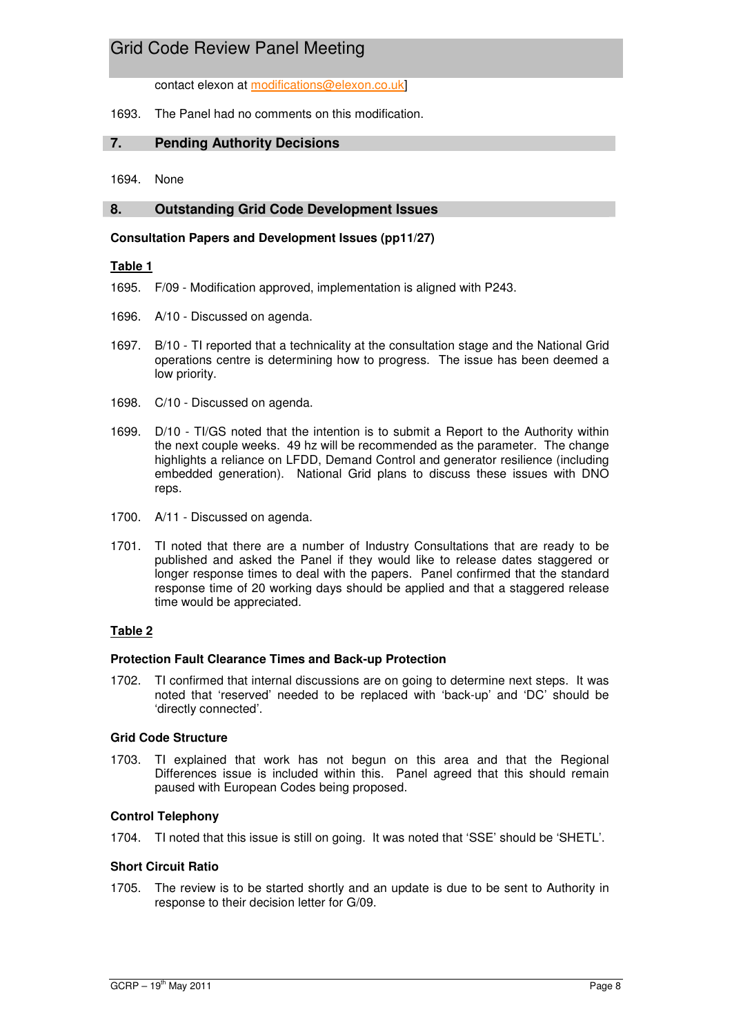contact elexon at modifications@elexon.co.uk]

1693. The Panel had no comments on this modification.

## 7. Pending Authority Decisions

1694. None

## 8. Outstanding Grid Code Development Issues

**Consultation Papers and Development Issues (pp11/27)**

**<u>Table 1</u>**

1695. F/09 - Modification approved, implementation is aligned with P243.

1696. A/10 - Discussed on agenda.

1697. B/10 - TI reported that a technicality at the consultation stage and the National Grid operations centre is determining how to progress. The issue has been deemed a low priority.

1698. C/10 - Discussed on agenda.

1699. D/10 - TI/GS noted that the intention is to submit a Report to the Authority within the next couple weeks. 49 hz will be recommended as the parameter. The change highlights a reliance on LFDD, Demand Control and generator resilience (including embedded generation). National Grid plans to discuss these issues with DNO reps.

1700. A/11 - Discussed on agenda.

1701. TI noted that there are a number of Industry Consultations that are ready to be published and asked the Panel if they would like to release dates staggered or longer response times to deal with the papers. Panel confirmed that the standard response time of 20 working days should be applied and that a staggered release time would be appreciated.

**<u>Table 2</u>**

**Protection Fault Clearance Times and Back-up Protection**

1702. TI confirmed that internal discussions are on going to determine next steps. It was noted that 'reserved' needed to be replaced with 'back-up' and 'DC' should be 'directly connected'.

**Grid Code Structure**

1703. TI explained that work has not begun on this area and that the Regional Differences issue is included within this. Panel agreed that this should remain paused with European Codes being proposed.

**Control Telephony**

1704. TI noted that this issue is still on going. It was noted that 'SSE' should be 'SHETL'.

**Short Circuit Ratio**

1705. The review is to be started shortly and an update is due to be sent to Authority in response to their decision letter for G/09.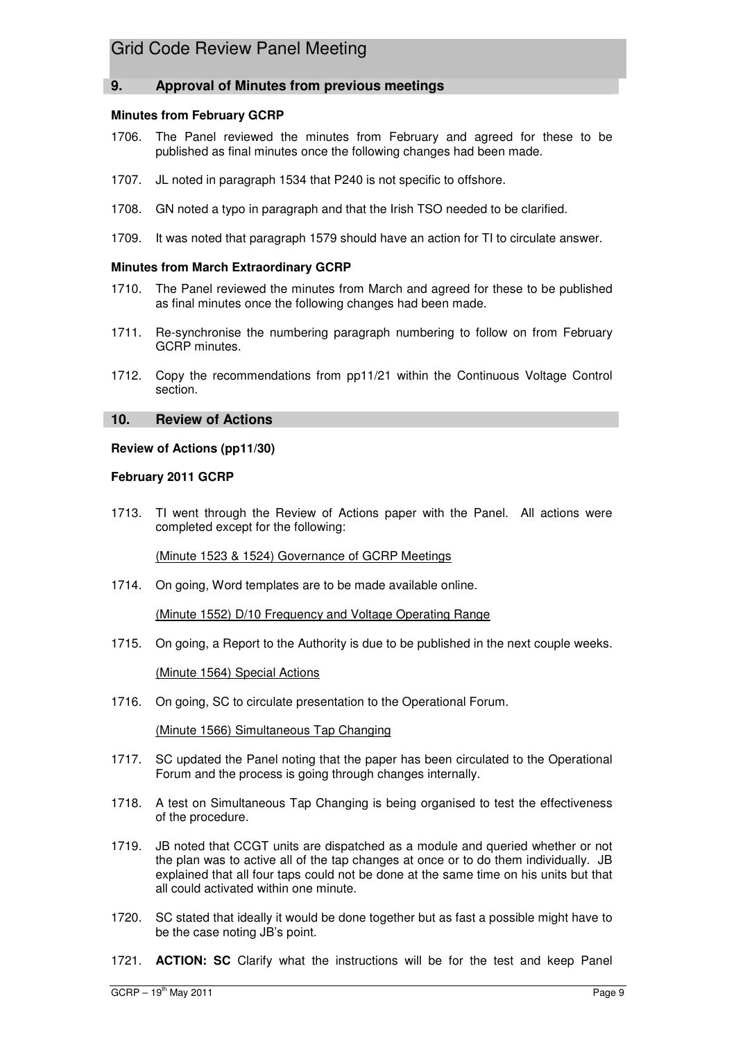## 9. Approval of Minutes from previous meetings

**Minutes from February GCRP**

1706. The Panel reviewed the minutes from February and agreed for these to be published as final minutes once the following changes had been made.

1707. JL noted in paragraph 1534 that P240 is not specific to offshore.

1708. GN noted a typo in paragraph and that the Irish TSO needed to be clarified.

1709. It was noted that paragraph 1579 should have an action for TI to circulate answer.

**Minutes from March Extraordinary GCRP**

1710. The Panel reviewed the minutes from March and agreed for these to be published as final minutes once the following changes had been made.

1711. Re-synchronise the numbering paragraph numbering to follow on from February GCRP minutes.

1712. Copy the recommendations from pp11/21 within the Continuous Voltage Control section.

## 10. Review of Actions

**Review of Actions (pp11/30)**

**February 2011 GCRP**

1713. TI went through the Review of Actions paper with the Panel. All actions were completed except for the following:

(Minute 1523 & 1524) Governance of GCRP Meetings

1714. On going, Word templates are to be made available online.

(Minute 1552) D/10 Frequency and Voltage Operating Range

1715. On going, a Report to the Authority is due to be published in the next couple weeks.

(Minute 1564) Special Actions

1716. On going, SC to circulate presentation to the Operational Forum.

(Minute 1566) Simultaneous Tap Changing

1717. SC updated the Panel noting that the paper has been circulated to the Operational Forum and the process is going through changes internally.

1718. A test on Simultaneous Tap Changing is being organised to test the effectiveness of the procedure.

1719. JB noted that CCGT units are dispatched as a module and queried whether or not the plan was to active all of the tap changes at once or to do them individually. JB explained that all four taps could not be done at the same time on his units but that all could activated within one minute.

1720. SC stated that ideally it would be done together but as fast a possible might have to be the case noting JB's point.

1721. **ACTION: SC** Clarify what the instructions will be for the test and keep Panel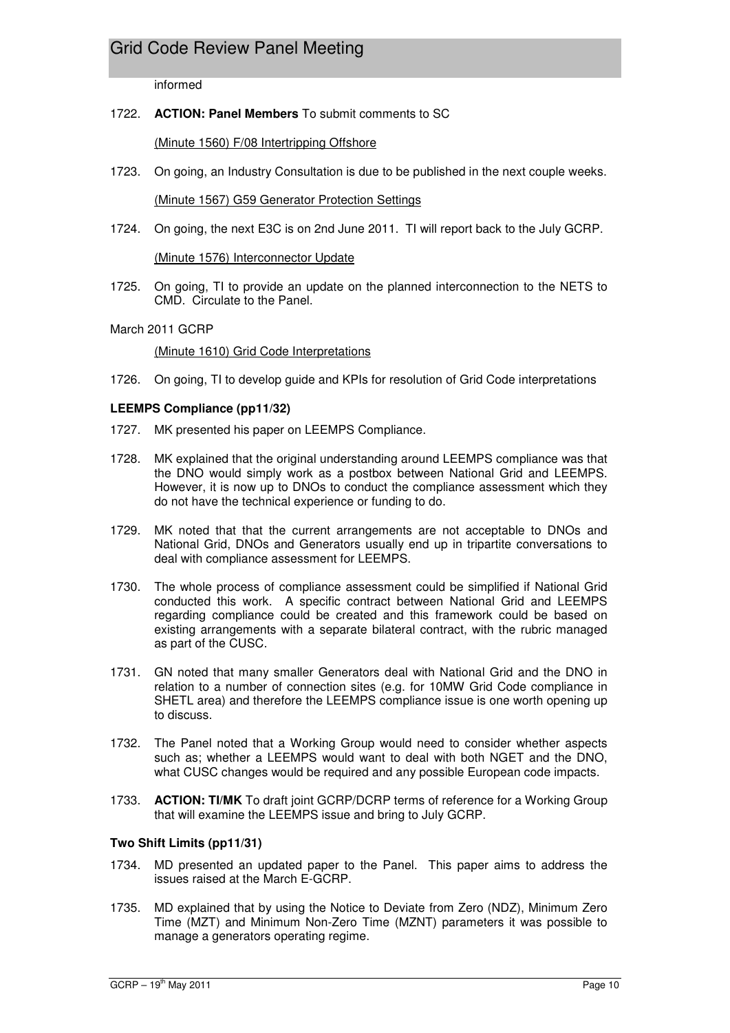informed

1722. **ACTION: Panel Members** To submit comments to SC

(Minute 1560) F/08 Intertripping Offshore

1723. On going, an Industry Consultation is due to be published in the next couple weeks.

(Minute 1567) G59 Generator Protection Settings

1724. On going, the next E3C is on 2nd June 2011. TI will report back to the July GCRP.

(Minute 1576) Interconnector Update

1725. On going, TI to provide an update on the planned interconnection to the NETS to CMD. Circulate to the Panel.

March 2011 GCRP

(Minute 1610) Grid Code Interpretations

1726. On going, TI to develop guide and KPIs for resolution of Grid Code interpretations

**LEEMPS Compliance (pp11/32)**

1727. MK presented his paper on LEEMPS Compliance.

1728. MK explained that the original understanding around LEEMPS compliance was that the DNO would simply work as a postbox between National Grid and LEEMPS. However, it is now up to DNOs to conduct the compliance assessment which they do not have the technical experience or funding to do.

1729. MK noted that that the current arrangements are not acceptable to DNOs and National Grid, DNOs and Generators usually end up in tripartite conversations to deal with compliance assessment for LEEMPS.

1730. The whole process of compliance assessment could be simplified if National Grid conducted this work. A specific contract between National Grid and LEEMPS regarding compliance could be created and this framework could be based on existing arrangements with a separate bilateral contract, with the rubric managed as part of the CUSC.

1731. GN noted that many smaller Generators deal with National Grid and the DNO in relation to a number of connection sites (e.g. for 10MW Grid Code compliance in SHETL area) and therefore the LEEMPS compliance issue is one worth opening up to discuss.

1732. The Panel noted that a Working Group would need to consider whether aspects such as; whether a LEEMPS would want to deal with both NGET and the DNO, what CUSC changes would be required and any possible European code impacts.

1733. **ACTION: TI/MK** To draft joint GCRP/DCRP terms of reference for a Working Group that will examine the LEEMPS issue and bring to July GCRP.

**Two Shift Limits (pp11/31)**

1734. MD presented an updated paper to the Panel. This paper aims to address the issues raised at the March E-GCRP.

1735. MD explained that by using the Notice to Deviate from Zero (NDZ), Minimum Zero Time (MZT) and Minimum Non-Zero Time (MZNT) parameters it was possible to manage a generators operating regime.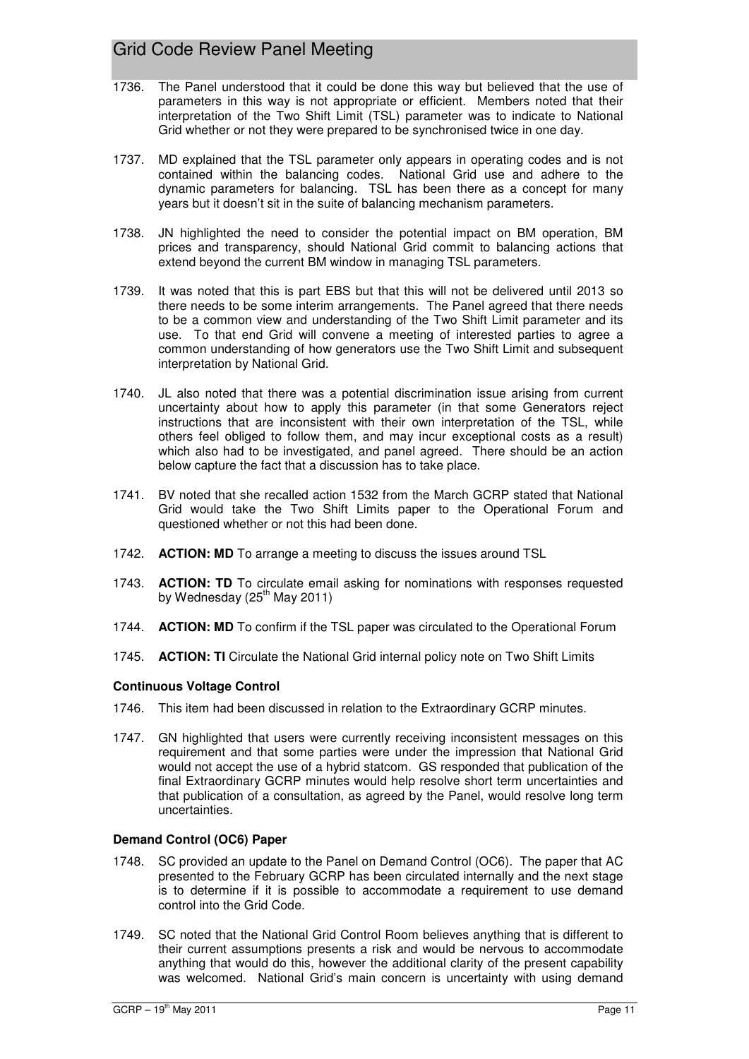1736. The Panel understood that it could be done this way but believed that the use of parameters in this way is not appropriate or efficient. Members noted that their interpretation of the Two Shift Limit (TSL) parameter was to indicate to National Grid whether or not they were prepared to be synchronised twice in one day.

1737. MD explained that the TSL parameter only appears in operating codes and is not contained within the balancing codes. National Grid use and adhere to the dynamic parameters for balancing. TSL has been there as a concept for many years but it doesn't sit in the suite of balancing mechanism parameters.

1738. JN highlighted the need to consider the potential impact on BM operation, BM prices and transparency, should National Grid commit to balancing actions that extend beyond the current BM window in managing TSL parameters.

1739. It was noted that this is part EBS but that this will not be delivered until 2013 so there needs to be some interim arrangements. The Panel agreed that there needs to be a common view and understanding of the Two Shift Limit parameter and its use. To that end Grid will convene a meeting of interested parties to agree a common understanding of how generators use the Two Shift Limit and subsequent interpretation by National Grid.

1740. JL also noted that there was a potential discrimination issue arising from current uncertainty about how to apply this parameter (in that some Generators reject instructions that are inconsistent with their own interpretation of the TSL, while others feel obliged to follow them, and may incur exceptional costs as a result) which also had to be investigated, and panel agreed. There should be an action below capture the fact that a discussion has to take place.

1741. BV noted that she recalled action 1532 from the March GCRP stated that National Grid would take the Two Shift Limits paper to the Operational Forum and questioned whether or not this had been done.

1742. **ACTION: MD** To arrange a meeting to discuss the issues around TSL

1743. **ACTION: TD** To circulate email asking for nominations with responses requested by Wednesday (25th May 2011)

1744. **ACTION: MD** To confirm if the TSL paper was circulated to the Operational Forum

1745. **ACTION: TI** Circulate the National Grid internal policy note on Two Shift Limits

**Continuous Voltage Control**

1746. This item had been discussed in relation to the Extraordinary GCRP minutes.

1747. GN highlighted that users were currently receiving inconsistent messages on this requirement and that some parties were under the impression that National Grid would not accept the use of a hybrid statcom. GS responded that publication of the final Extraordinary GCRP minutes would help resolve short term uncertainties and that publication of a consultation, as agreed by the Panel, would resolve long term uncertainties.

**Demand Control (OC6) Paper**

1748. SC provided an update to the Panel on Demand Control (OC6). The paper that AC presented to the February GCRP has been circulated internally and the next stage is to determine if it is possible to accommodate a requirement to use demand control into the Grid Code.

1749. SC noted that the National Grid Control Room believes anything that is different to their current assumptions presents a risk and would be nervous to accommodate anything that would do this, however the additional clarity of the present capability was welcomed. National Grid's main concern is uncertainty with using demand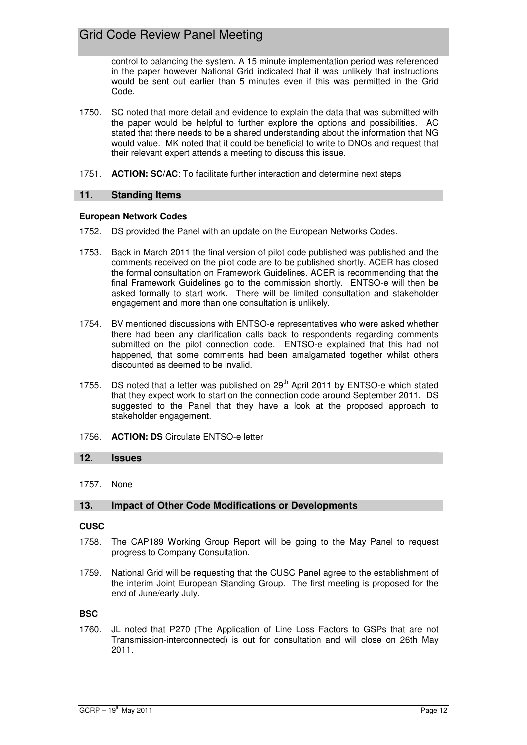control to balancing the system. A 15 minute implementation period was referenced in the paper however National Grid indicated that it was unlikely that instructions would be sent out earlier than 5 minutes even if this was permitted in the Grid Code.

1750. SC noted that more detail and evidence to explain the data that was submitted with the paper would be helpful to further explore the options and possibilities. AC stated that there needs to be a shared understanding about the information that NG would value. MK noted that it could be beneficial to write to DNOs and request that their relevant expert attends a meeting to discuss this issue.

1751. **ACTION: SC/AC**: To facilitate further interaction and determine next steps

## 11. Standing Items

**European Network Codes**

1752. DS provided the Panel with an update on the European Networks Codes.

1753. Back in March 2011 the final version of pilot code published was published and the comments received on the pilot code are to be published shortly. ACER has closed the formal consultation on Framework Guidelines. ACER is recommending that the final Framework Guidelines go to the commission shortly. ENTSO-e will then be asked formally to start work. There will be limited consultation and stakeholder engagement and more than one consultation is unlikely.

1754. BV mentioned discussions with ENTSO-e representatives who were asked whether there had been any clarification calls back to respondents regarding comments submitted on the pilot connection code. ENTSO-e explained that this had not happened, that some comments had been amalgamated together whilst others discounted as deemed to be invalid.

1755. DS noted that a letter was published on 29th April 2011 by ENTSO-e which stated that they expect work to start on the connection code around September 2011. DS suggested to the Panel that they have a look at the proposed approach to stakeholder engagement.

1756. **ACTION: DS** Circulate ENTSO-e letter

## 12. Issues

1757. None

## 13. Impact of Other Code Modifications or Developments

**CUSC**

1758. The CAP189 Working Group Report will be going to the May Panel to request progress to Company Consultation.

1759. National Grid will be requesting that the CUSC Panel agree to the establishment of the interim Joint European Standing Group. The first meeting is proposed for the end of June/early July.

**BSC**

1760. JL noted that P270 (The Application of Line Loss Factors to GSPs that are not Transmission-interconnected) is out for consultation and will close on 26th May 2011.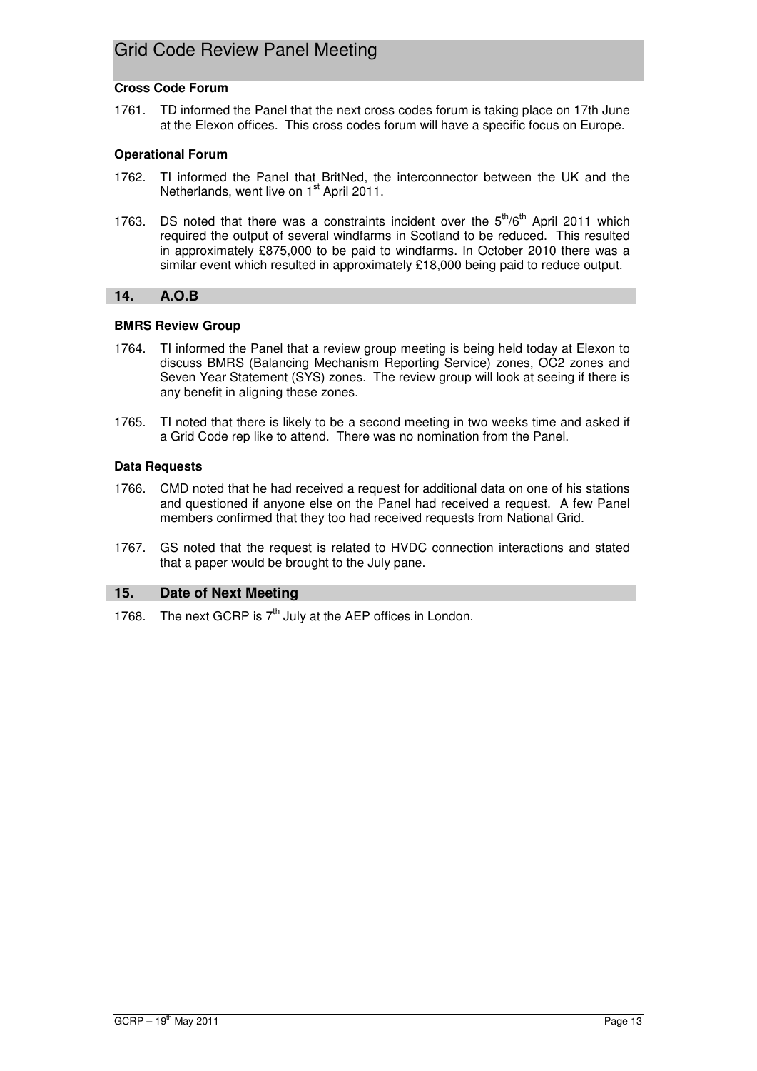**Cross Code Forum**

1761. TD informed the Panel that the next cross codes forum is taking place on 17th June at the Elexon offices. This cross codes forum will have a specific focus on Europe.

**Operational Forum**

1762. TI informed the Panel that BritNed, the interconnector between the UK and the Netherlands, went live on 1st April 2011.

1763. DS noted that there was a constraints incident over the 5th/6th April 2011 which required the output of several windfarms in Scotland to be reduced. This resulted in approximately £875,000 to be paid to windfarms. In October 2010 there was a similar event which resulted in approximately £18,000 being paid to reduce output.

## 14. A.O.B

**BMRS Review Group**

1764. TI informed the Panel that a review group meeting is being held today at Elexon to discuss BMRS (Balancing Mechanism Reporting Service) zones, OC2 zones and Seven Year Statement (SYS) zones. The review group will look at seeing if there is any benefit in aligning these zones.

1765. TI noted that there is likely to be a second meeting in two weeks time and asked if a Grid Code rep like to attend. There was no nomination from the Panel.

**Data Requests**

1766. CMD noted that he had received a request for additional data on one of his stations and questioned if anyone else on the Panel had received a request. A few Panel members confirmed that they too had received requests from National Grid.

1767. GS noted that the request is related to HVDC connection interactions and stated that a paper would be brought to the July pane.

## 15. Date of Next Meeting

1768. The next GCRP is 7th July at the AEP offices in London.